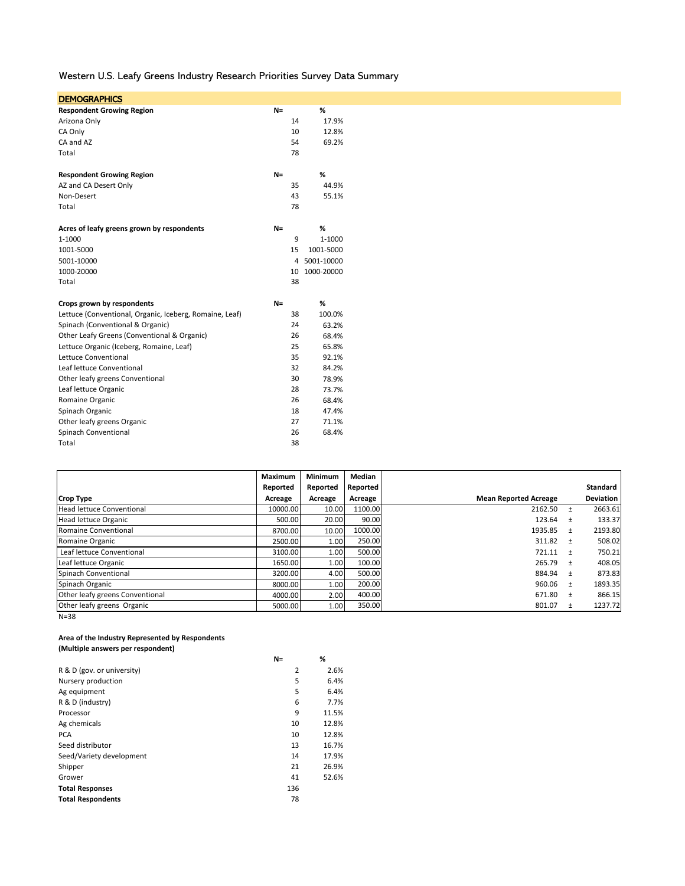# Western U.S. Leafy Greens Industry Research Priorities Survey Data Summary

## DEMOGRAPHICS

| Respondent Growing Region | N= | % |
|---|---|---|
| Arizona Only | 14 | 17.9% |
| CA Only | 10 | 12.8% |
| CA and AZ | 54 | 69.2% |
| Total | 78 | |

| Respondent Growing Region | N= | % |
|---|---|---|
| AZ and CA Desert Only | 35 | 44.9% |
| Non-Desert | 43 | 55.1% |
| Total | 78 | |

| Acres of leafy greens grown by respondents | N= | % |
|---|---|---|
| 1-1000 | 9 | 1-1000 |
| 1001-5000 | 15 | 1001-5000 |
| 5001-10000 | 4 | 5001-10000 |
| 1000-20000 | 10 | 1000-20000 |
| Total | 38 | |

| Crops grown by respondents | N= | % |
|---|---|---|
| Lettuce (Conventional, Organic, Iceberg, Romaine, Leaf) | 38 | 100.0% |
| Spinach (Conventional & Organic) | 24 | 63.2% |
| Other Leafy Greens (Conventional & Organic) | 26 | 68.4% |
| Lettuce Organic (Iceberg, Romaine, Leaf) | 25 | 65.8% |
| Lettuce Conventional | 35 | 92.1% |
| Leaf lettuce Conventional | 32 | 84.2% |
| Other leafy greens Conventional | 30 | 78.9% |
| Leaf lettuce Organic | 28 | 73.7% |
| Romaine Organic | 26 | 68.4% |
| Spinach Organic | 18 | 47.4% |
| Other leafy greens Organic | 27 | 71.1% |
| Spinach Conventional | 26 | 68.4% |
| Total | 38 | |

| Crop Type | Maximum Reported Acreage | Minimum Reported Acreage | Median Reported Acreage | Mean Reported Acreage | | Standard Deviation |
|---|---|---|---|---|---|---|
| Head lettuce Conventional | 10000.00 | 10.00 | 1100.00 | 2162.50 | ± | 2663.61 |
| Head lettuce Organic | 500.00 | 20.00 | 90.00 | 123.64 | ± | 133.37 |
| Romaine Conventional | 8700.00 | 10.00 | 1000.00 | 1935.85 | ± | 2193.80 |
| Romaine Organic | 2500.00 | 1.00 | 250.00 | 311.82 | ± | 508.02 |
| Leaf lettuce Conventional | 3100.00 | 1.00 | 500.00 | 721.11 | ± | 750.21 |
| Leaf lettuce Organic | 1650.00 | 1.00 | 100.00 | 265.79 | ± | 408.05 |
| Spinach Conventional | 3200.00 | 4.00 | 500.00 | 884.94 | ± | 873.83 |
| Spinach Organic | 8000.00 | 1.00 | 200.00 | 960.06 | ± | 1893.35 |
| Other leafy greens Conventional | 4000.00 | 2.00 | 400.00 | 671.80 | ± | 866.15 |
| Other leafy greens Organic | 5000.00 | 1.00 | 350.00 | 801.07 | ± | 1237.72 |

N=38

**Area of the Industry Represented by Respondents**
**(Multiple answers per respondent)**

| | N= | % |
|---|---|---|
| R & D (gov. or university) | 2 | 2.6% |
| Nursery production | 5 | 6.4% |
| Ag equipment | 5 | 6.4% |
| R & D (industry) | 6 | 7.7% |
| Processor | 9 | 11.5% |
| Ag chemicals | 10 | 12.8% |
| PCA | 10 | 12.8% |
| Seed distributor | 13 | 16.7% |
| Seed/Variety development | 14 | 17.9% |
| Shipper | 21 | 26.9% |
| Grower | 41 | 52.6% |
| **Total Responses** | 136 | |
| **Total Respondents** | 78 | |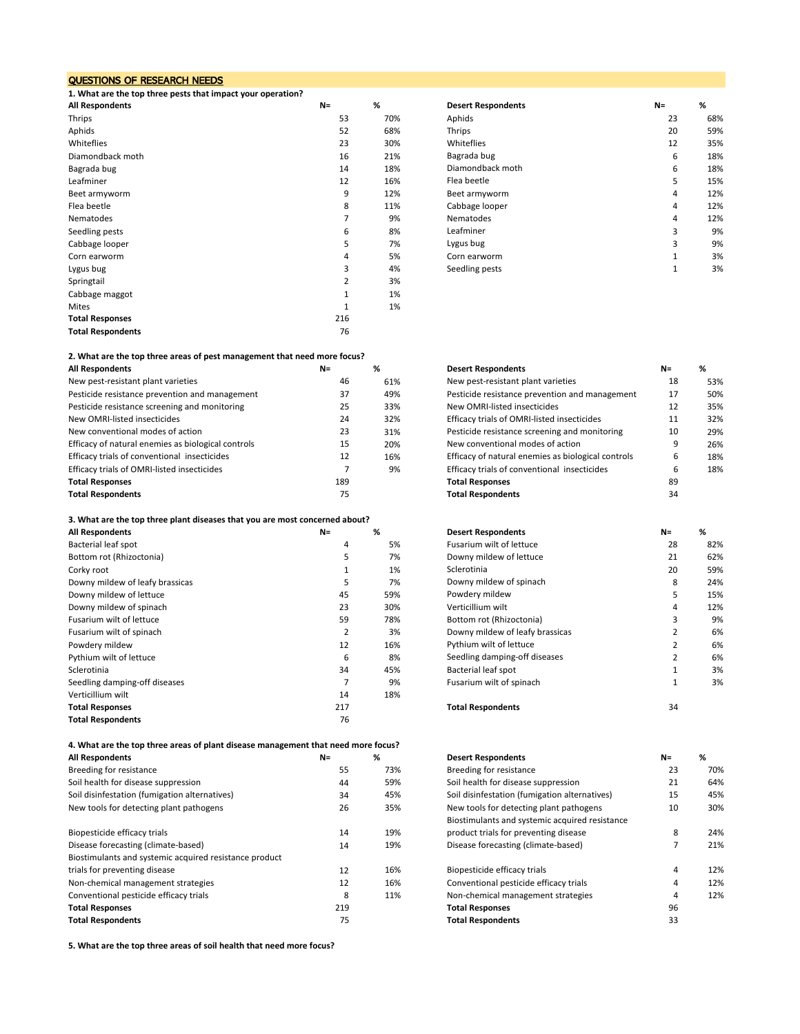## QUESTIONS OF RESEARCH NEEDS

**1. What are the top three pests that impact your operation?**

| All Respondents | N= | % |
|---|---|---|
| Thrips | 53 | 70% |
| Aphids | 52 | 68% |
| Whiteflies | 23 | 30% |
| Diamondback moth | 16 | 21% |
| Bagrada bug | 14 | 18% |
| Leafminer | 12 | 16% |
| Beet armyworm | 9 | 12% |
| Flea beetle | 8 | 11% |
| Nematodes | 7 | 9% |
| Seedling pests | 6 | 8% |
| Cabbage looper | 5 | 7% |
| Corn earworm | 4 | 5% |
| Lygus bug | 3 | 4% |
| Springtail | 2 | 3% |
| Cabbage maggot | 1 | 1% |
| Mites | 1 | 1% |
| **Total Responses** | 216 | |
| **Total Respondents** | 76 | |

| Desert Respondents | N= | % |
|---|---|---|
| Aphids | 23 | 68% |
| Thrips | 20 | 59% |
| Whiteflies | 12 | 35% |
| Bagrada bug | 6 | 18% |
| Diamondback moth | 6 | 18% |
| Flea beetle | 5 | 15% |
| Beet armyworm | 4 | 12% |
| Cabbage looper | 4 | 12% |
| Nematodes | 4 | 12% |
| Leafminer | 3 | 9% |
| Lygus bug | 3 | 9% |
| Corn earworm | 1 | 3% |
| Seedling pests | 1 | 3% |

**2. What are the top three areas of pest management that need more focus?**

| All Respondents | N= | % |
|---|---|---|
| New pest-resistant plant varieties | 46 | 61% |
| Pesticide resistance prevention and management | 37 | 49% |
| Pesticide resistance screening and monitoring | 25 | 33% |
| New OMRI-listed insecticides | 24 | 32% |
| New conventional modes of action | 23 | 31% |
| Efficacy of natural enemies as biological controls | 15 | 20% |
| Efficacy trials of conventional insecticides | 12 | 16% |
| Efficacy trials of OMRI-listed insecticides | 7 | 9% |
| **Total Responses** | 189 | |
| **Total Respondents** | 75 | |

| Desert Respondents | N= | % |
|---|---|---|
| New pest-resistant plant varieties | 18 | 53% |
| Pesticide resistance prevention and management | 17 | 50% |
| New OMRI-listed insecticides | 12 | 35% |
| Efficacy trials of OMRI-listed insecticides | 11 | 32% |
| Pesticide resistance screening and monitoring | 10 | 29% |
| New conventional modes of action | 9 | 26% |
| Efficacy of natural enemies as biological controls | 6 | 18% |
| Efficacy trials of conventional insecticides | 6 | 18% |
| **Total Responses** | 89 | |
| **Total Respondents** | 34 | |

**3. What are the top three plant diseases that you are most concerned about?**

| All Respondents | N= | % |
|---|---|---|
| Bacterial leaf spot | 4 | 5% |
| Bottom rot (Rhizoctonia) | 5 | 7% |
| Corky root | 1 | 1% |
| Downy mildew of leafy brassicas | 5 | 7% |
| Downy mildew of lettuce | 45 | 59% |
| Downy mildew of spinach | 23 | 30% |
| Fusarium wilt of lettuce | 59 | 78% |
| Fusarium wilt of spinach | 2 | 3% |
| Powdery mildew | 12 | 16% |
| Pythium wilt of lettuce | 6 | 8% |
| Sclerotinia | 34 | 45% |
| Seedling damping-off diseases | 7 | 9% |
| Verticillium wilt | 14 | 18% |
| **Total Responses** | 217 | |
| **Total Respondents** | 76 | |

| Desert Respondents | N= | % |
|---|---|---|
| Fusarium wilt of lettuce | 28 | 82% |
| Downy mildew of lettuce | 21 | 62% |
| Sclerotinia | 20 | 59% |
| Downy mildew of spinach | 8 | 24% |
| Powdery mildew | 5 | 15% |
| Verticillium wilt | 4 | 12% |
| Bottom rot (Rhizoctonia) | 3 | 9% |
| Downy mildew of leafy brassicas | 2 | 6% |
| Pythium wilt of lettuce | 2 | 6% |
| Seedling damping-off diseases | 2 | 6% |
| Bacterial leaf spot | 1 | 3% |
| Fusarium wilt of spinach | 1 | 3% |
| **Total Respondents** | 34 | |

**4. What are the top three areas of plant disease management that need more focus?**

| All Respondents | N= | % |
|---|---|---|
| Breeding for resistance | 55 | 73% |
| Soil health for disease suppression | 44 | 59% |
| Soil disinfestation (fumigation alternatives) | 34 | 45% |
| New tools for detecting plant pathogens | 26 | 35% |
| Biopesticide efficacy trials | 14 | 19% |
| Disease forecasting (climate-based) | 14 | 19% |
| Biostimulants and systemic acquired resistance product trials for preventing disease | 12 | 16% |
| Non-chemical management strategies | 12 | 16% |
| Conventional pesticide efficacy trials | 8 | 11% |
| **Total Responses** | 219 | |
| **Total Respondents** | 75 | |

| Desert Respondents | N= | % |
|---|---|---|
| Breeding for resistance | 23 | 70% |
| Soil health for disease suppression | 21 | 64% |
| Soil disinfestation (fumigation alternatives) | 15 | 45% |
| New tools for detecting plant pathogens | 10 | 30% |
| Biostimulants and systemic acquired resistance product trials for preventing disease | 8 | 24% |
| Disease forecasting (climate-based) | 7 | 21% |
| Biopesticide efficacy trials | 4 | 12% |
| Conventional pesticide efficacy trials | 4 | 12% |
| Non-chemical management strategies | 4 | 12% |
| **Total Responses** | 96 | |
| **Total Respondents** | 33 | |

**5. What are the top three areas of soil health that need more focus?**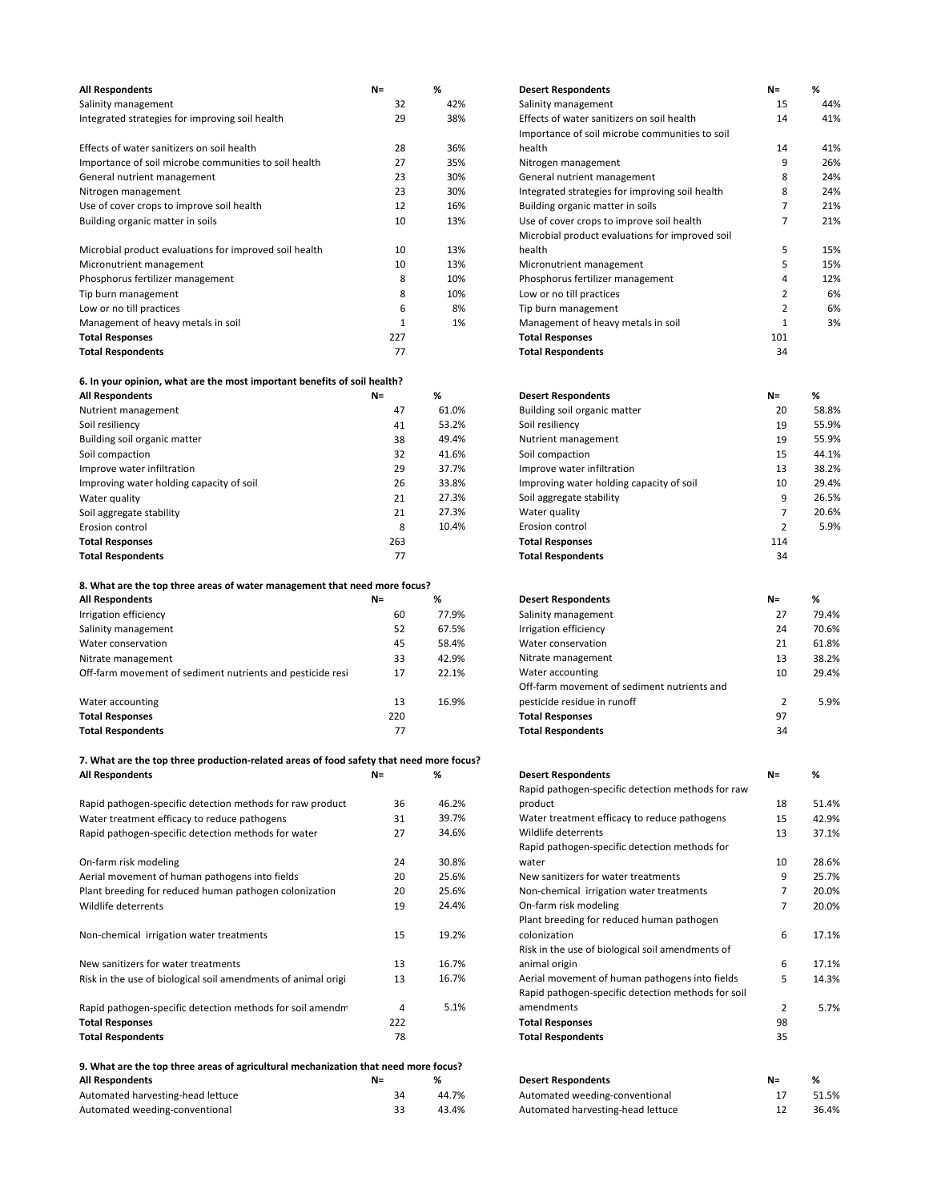| All Respondents | N= | % |
|---|---|---|
| Salinity management | 32 | 42% |
| Integrated strategies for improving soil health | 29 | 38% |
| Effects of water sanitizers on soil health | 28 | 36% |
| Importance of soil microbe communities to soil health | 27 | 35% |
| General nutrient management | 23 | 30% |
| Nitrogen management | 23 | 30% |
| Use of cover crops to improve soil health | 12 | 16% |
| Building organic matter in soils | 10 | 13% |
| Microbial product evaluations for improved soil health | 10 | 13% |
| Micronutrient management | 10 | 13% |
| Phosphorus fertilizer management | 8 | 10% |
| Tip burn management | 8 | 10% |
| Low or no till practices | 6 | 8% |
| Management of heavy metals in soil | 1 | 1% |
| **Total Responses** | 227 | |
| **Total Respondents** | 77 | |

| Desert Respondents | N= | % |
|---|---|---|
| Salinity management | 15 | 44% |
| Effects of water sanitizers on soil health | 14 | 41% |
| Importance of soil microbe communities to soil health | 14 | 41% |
| Nitrogen management | 9 | 26% |
| General nutrient management | 8 | 24% |
| Integrated strategies for improving soil health | 8 | 24% |
| Building organic matter in soils | 7 | 21% |
| Use of cover crops to improve soil health | 7 | 21% |
| Microbial product evaluations for improved soil health | 5 | 15% |
| Micronutrient management | 5 | 15% |
| Phosphorus fertilizer management | 4 | 12% |
| Low or no till practices | 2 | 6% |
| Tip burn management | 2 | 6% |
| Management of heavy metals in soil | 1 | 3% |
| **Total Responses** | 101 | |
| **Total Respondents** | 34 | |

**6. In your opinion, what are the most important benefits of soil health?**

| All Respondents | N= | % |
|---|---|---|
| Nutrient management | 47 | 61.0% |
| Soil resiliency | 41 | 53.2% |
| Building soil organic matter | 38 | 49.4% |
| Soil compaction | 32 | 41.6% |
| Improve water infiltration | 29 | 37.7% |
| Improving water holding capacity of soil | 26 | 33.8% |
| Water quality | 21 | 27.3% |
| Soil aggregate stability | 21 | 27.3% |
| Erosion control | 8 | 10.4% |
| **Total Responses** | 263 | |
| **Total Respondents** | 77 | |

| Desert Respondents | N= | % |
|---|---|---|
| Building soil organic matter | 20 | 58.8% |
| Soil resiliency | 19 | 55.9% |
| Nutrient management | 19 | 55.9% |
| Soil compaction | 15 | 44.1% |
| Improve water infiltration | 13 | 38.2% |
| Improving water holding capacity of soil | 10 | 29.4% |
| Soil aggregate stability | 9 | 26.5% |
| Water quality | 7 | 20.6% |
| Erosion control | 2 | 5.9% |
| **Total Responses** | 114 | |
| **Total Respondents** | 34 | |

**8. What are the top three areas of water management that need more focus?**

| All Respondents | N= | % |
|---|---|---|
| Irrigation efficiency | 60 | 77.9% |
| Salinity management | 52 | 67.5% |
| Water conservation | 45 | 58.4% |
| Nitrate management | 33 | 42.9% |
| Off-farm movement of sediment nutrients and pesticide resi | 17 | 22.1% |
| Water accounting | 13 | 16.9% |
| **Total Responses** | 220 | |
| **Total Respondents** | 77 | |

| Desert Respondents | N= | % |
|---|---|---|
| Salinity management | 27 | 79.4% |
| Irrigation efficiency | 24 | 70.6% |
| Water conservation | 21 | 61.8% |
| Nitrate management | 13 | 38.2% |
| Water accounting | 10 | 29.4% |
| Off-farm movement of sediment nutrients and pesticide residue in runoff | 2 | 5.9% |
| **Total Responses** | 97 | |
| **Total Respondents** | 34 | |

**7. What are the top three production-related areas of food safety that need more focus?**

| All Respondents | N= | % |
|---|---|---|
| Rapid pathogen-specific detection methods for raw product | 36 | 46.2% |
| Water treatment efficacy to reduce pathogens | 31 | 39.7% |
| Rapid pathogen-specific detection methods for water | 27 | 34.6% |
| On-farm risk modeling | 24 | 30.8% |
| Aerial movement of human pathogens into fields | 20 | 25.6% |
| Plant breeding for reduced human pathogen colonization | 20 | 25.6% |
| Wildlife deterrents | 19 | 24.4% |
| Non-chemical irrigation water treatments | 15 | 19.2% |
| New sanitizers for water treatments | 13 | 16.7% |
| Risk in the use of biological soil amendments of animal origi | 13 | 16.7% |
| Rapid pathogen-specific detection methods for soil amendm | 4 | 5.1% |
| **Total Responses** | 222 | |
| **Total Respondents** | 78 | |

| Desert Respondents | N= | % |
|---|---|---|
| Rapid pathogen-specific detection methods for raw product | 18 | 51.4% |
| Water treatment efficacy to reduce pathogens | 15 | 42.9% |
| Wildlife deterrents | 13 | 37.1% |
| Rapid pathogen-specific detection methods for water | 10 | 28.6% |
| New sanitizers for water treatments | 9 | 25.7% |
| Non-chemical irrigation water treatments | 7 | 20.0% |
| On-farm risk modeling | 7 | 20.0% |
| Plant breeding for reduced human pathogen colonization | 6 | 17.1% |
| Risk in the use of biological soil amendments of animal origin | 6 | 17.1% |
| Aerial movement of human pathogens into fields | 5 | 14.3% |
| Rapid pathogen-specific detection methods for soil amendments | 2 | 5.7% |
| **Total Responses** | 98 | |
| **Total Respondents** | 35 | |

**9. What are the top three areas of agricultural mechanization that need more focus?**

| All Respondents | N= | % |
|---|---|---|
| Automated harvesting-head lettuce | 34 | 44.7% |
| Automated weeding-conventional | 33 | 43.4% |

| Desert Respondents | N= | % |
|---|---|---|
| Automated weeding-conventional | 17 | 51.5% |
| Automated harvesting-head lettuce | 12 | 36.4% |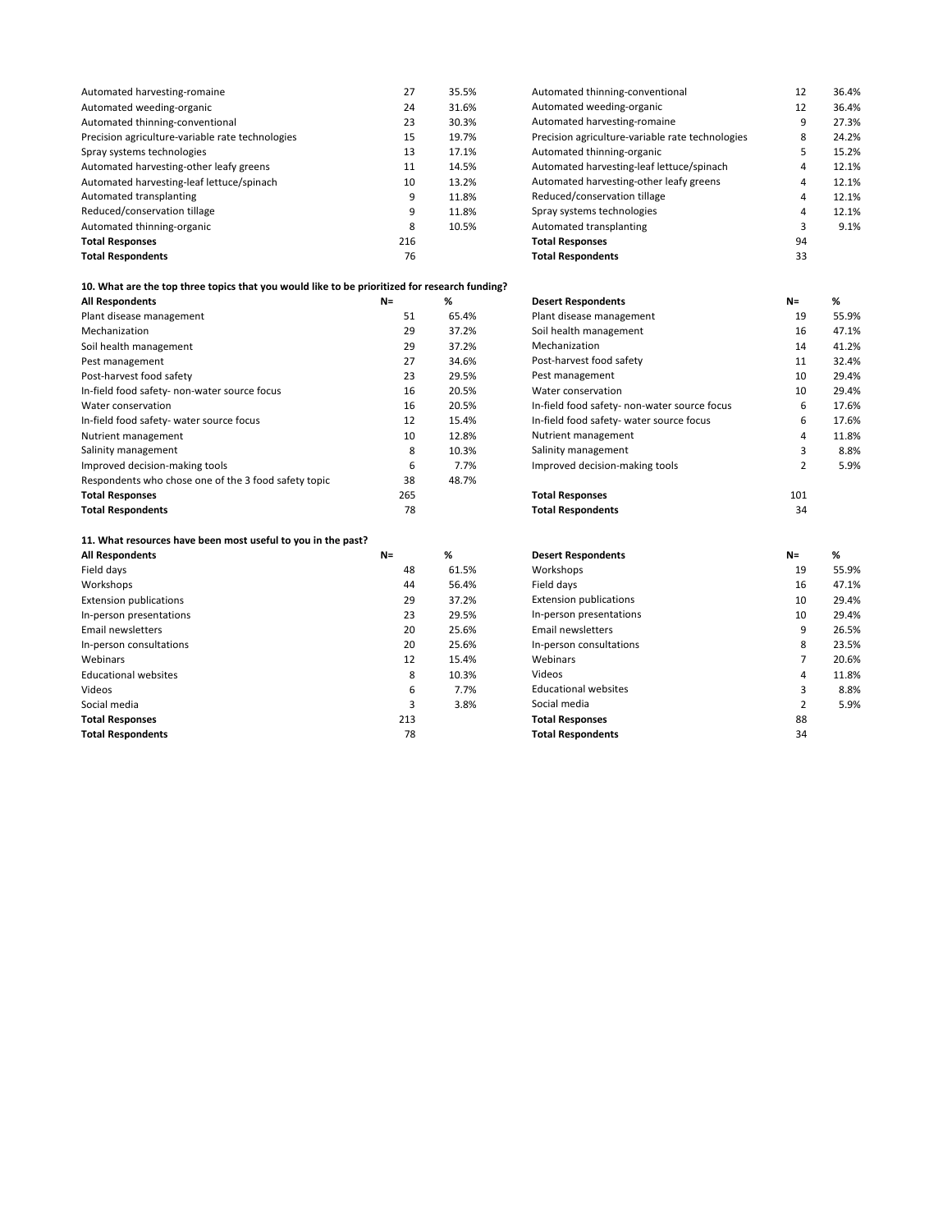| | | | | | |
|---|---|---|---|---|---|
| Automated harvesting-romaine | 27 | 35.5% | Automated thinning-conventional | 12 | 36.4% |
| Automated weeding-organic | 24 | 31.6% | Automated weeding-organic | 12 | 36.4% |
| Automated thinning-conventional | 23 | 30.3% | Automated harvesting-romaine | 9 | 27.3% |
| Precision agriculture-variable rate technologies | 15 | 19.7% | Precision agriculture-variable rate technologies | 8 | 24.2% |
| Spray systems technologies | 13 | 17.1% | Automated thinning-organic | 5 | 15.2% |
| Automated harvesting-other leafy greens | 11 | 14.5% | Automated harvesting-leaf lettuce/spinach | 4 | 12.1% |
| Automated harvesting-leaf lettuce/spinach | 10 | 13.2% | Automated harvesting-other leafy greens | 4 | 12.1% |
| Automated transplanting | 9 | 11.8% | Reduced/conservation tillage | 4 | 12.1% |
| Reduced/conservation tillage | 9 | 11.8% | Spray systems technologies | 4 | 12.1% |
| Automated thinning-organic | 8 | 10.5% | Automated transplanting | 3 | 9.1% |
| **Total Responses** | 216 | | **Total Responses** | 94 | |
| **Total Respondents** | 76 | | **Total Respondents** | 33 | |

**10. What are the top three topics that you would like to be prioritized for research funding?**

| **All Respondents** | **N=** | **%** | **Desert Respondents** | **N=** | **%** |
|---|---|---|---|---|---|
| Plant disease management | 51 | 65.4% | Plant disease management | 19 | 55.9% |
| Mechanization | 29 | 37.2% | Soil health management | 16 | 47.1% |
| Soil health management | 29 | 37.2% | Mechanization | 14 | 41.2% |
| Pest management | 27 | 34.6% | Post-harvest food safety | 11 | 32.4% |
| Post-harvest food safety | 23 | 29.5% | Pest management | 10 | 29.4% |
| In-field food safety- non-water source focus | 16 | 20.5% | Water conservation | 10 | 29.4% |
| Water conservation | 16 | 20.5% | In-field food safety- non-water source focus | 6 | 17.6% |
| In-field food safety- water source focus | 12 | 15.4% | In-field food safety- water source focus | 6 | 17.6% |
| Nutrient management | 10 | 12.8% | Nutrient management | 4 | 11.8% |
| Salinity management | 8 | 10.3% | Salinity management | 3 | 8.8% |
| Improved decision-making tools | 6 | 7.7% | Improved decision-making tools | 2 | 5.9% |
| Respondents who chose one of the 3 food safety topic | 38 | 48.7% | | | |
| **Total Responses** | 265 | | **Total Responses** | 101 | |
| **Total Respondents** | 78 | | **Total Respondents** | 34 | |

**11. What resources have been most useful to you in the past?**

| **All Respondents** | **N=** | **%** | **Desert Respondents** | **N=** | **%** |
|---|---|---|---|---|---|
| Field days | 48 | 61.5% | Workshops | 19 | 55.9% |
| Workshops | 44 | 56.4% | Field days | 16 | 47.1% |
| Extension publications | 29 | 37.2% | Extension publications | 10 | 29.4% |
| In-person presentations | 23 | 29.5% | In-person presentations | 10 | 29.4% |
| Email newsletters | 20 | 25.6% | Email newsletters | 9 | 26.5% |
| In-person consultations | 20 | 25.6% | In-person consultations | 8 | 23.5% |
| Webinars | 12 | 15.4% | Webinars | 7 | 20.6% |
| Educational websites | 8 | 10.3% | Videos | 4 | 11.8% |
| Videos | 6 | 7.7% | Educational websites | 3 | 8.8% |
| Social media | 3 | 3.8% | Social media | 2 | 5.9% |
| **Total Responses** | 213 | | **Total Responses** | 88 | |
| **Total Respondents** | 78 | | **Total Respondents** | 34 | |